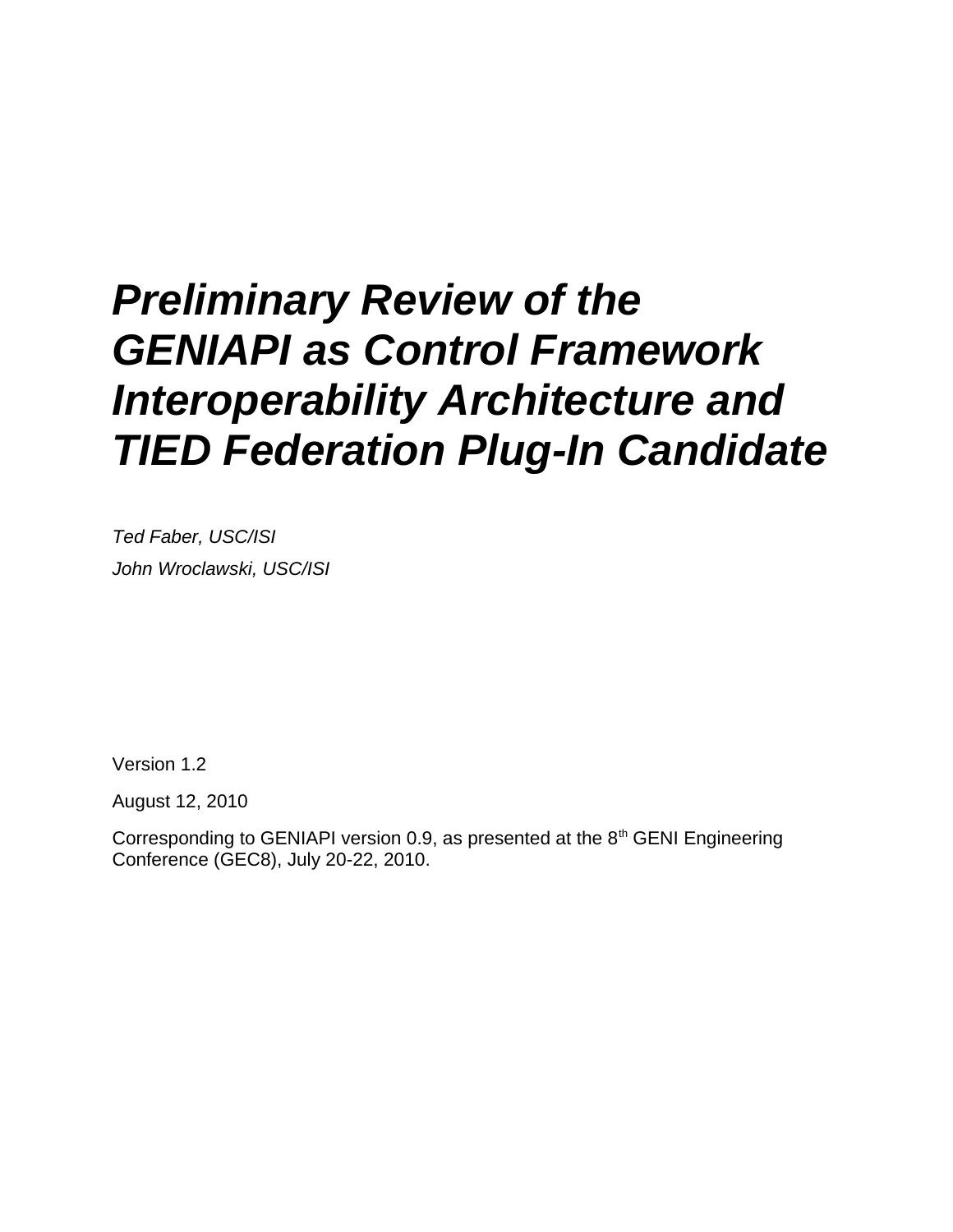# *Preliminary Review of the GENIAPI as Control Framework Interoperability Architecture and TIED Federation Plug-In Candidate*

*Ted Faber, USC/ISI*

*John Wroclawski, USC/ISI*

Version 1.2

August 12, 2010

Corresponding to GENIAPI version 0.9, as presented at the 8th GENI Engineering Conference (GEC8), July 20-22, 2010.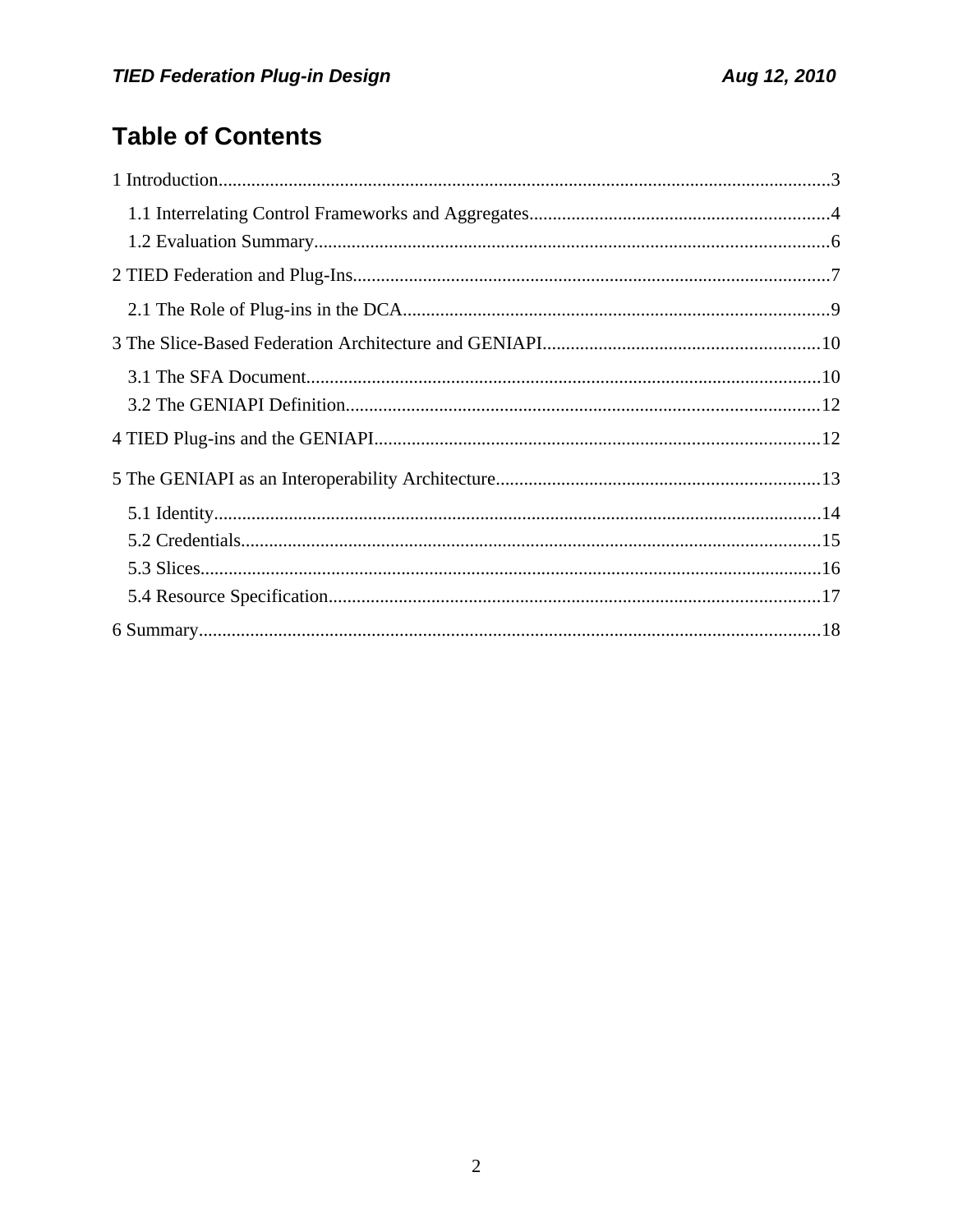# Table of Contents

1 Introduction..........3

  1.1 Interrelating Control Frameworks and Aggregates..........4

  1.2 Evaluation Summary..........6

2 TIED Federation and Plug-Ins..........7

  2.1 The Role of Plug-ins in the DCA..........9

3 The Slice-Based Federation Architecture and GENIAPI..........10

  3.1 The SFA Document..........10

  3.2 The GENIAPI Definition..........12

4 TIED Plug-ins and the GENIAPI..........12

5 The GENIAPI as an Interoperability Architecture..........13

  5.1 Identity..........14

  5.2 Credentials..........15

  5.3 Slices..........16

  5.4 Resource Specification..........17

6 Summary..........18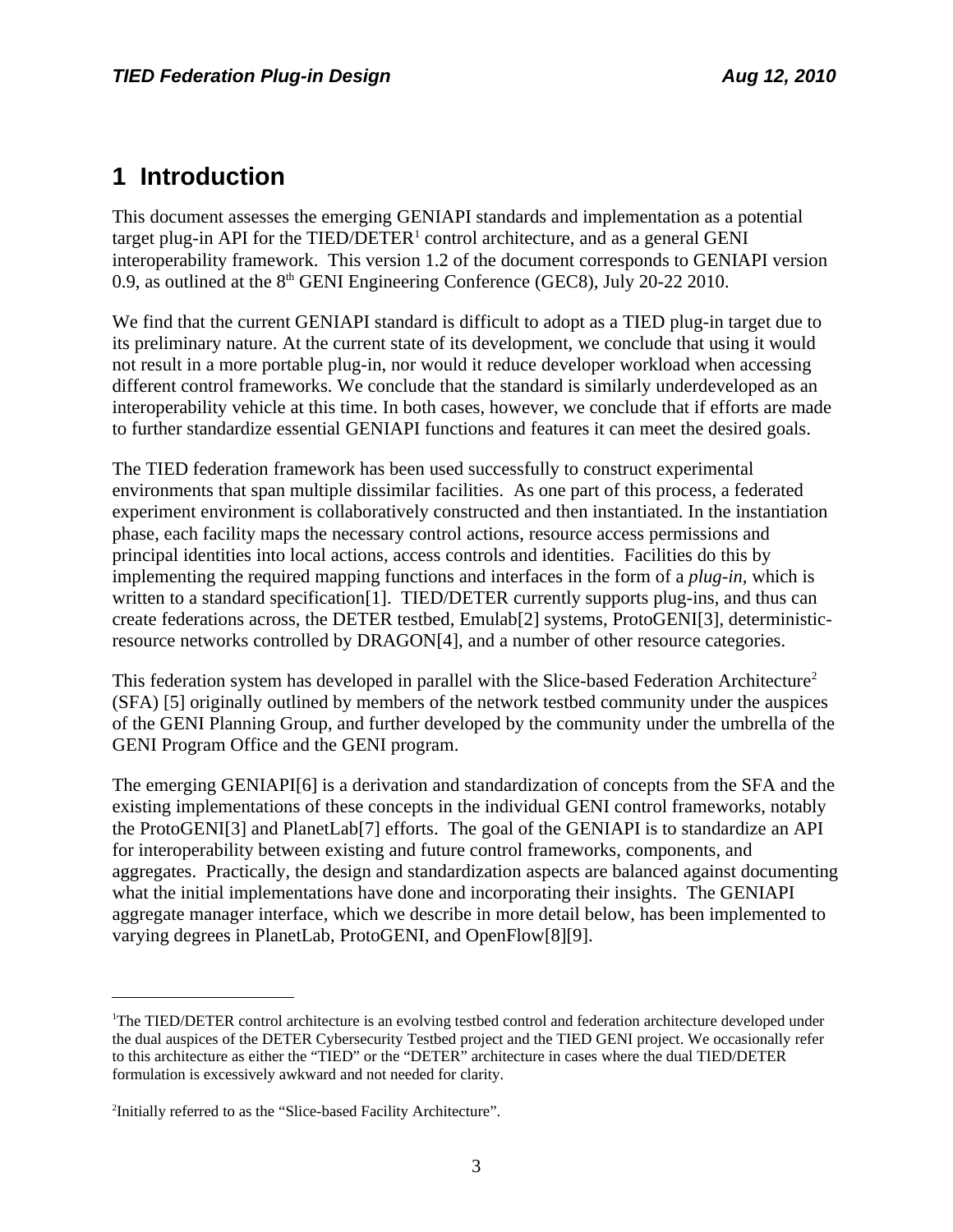# 1 Introduction

This document assesses the emerging GENIAPI standards and implementation as a potential target plug-in API for the TIED/DETER[1] control architecture, and as a general GENI interoperability framework. This version 1.2 of the document corresponds to GENIAPI version 0.9, as outlined at the 8th GENI Engineering Conference (GEC8), July 20-22 2010.

We find that the current GENIAPI standard is difficult to adopt as a TIED plug-in target due to its preliminary nature. At the current state of its development, we conclude that using it would not result in a more portable plug-in, nor would it reduce developer workload when accessing different control frameworks. We conclude that the standard is similarly underdeveloped as an interoperability vehicle at this time. In both cases, however, we conclude that if efforts are made to further standardize essential GENIAPI functions and features it can meet the desired goals.

The TIED federation framework has been used successfully to construct experimental environments that span multiple dissimilar facilities. As one part of this process, a federated experiment environment is collaboratively constructed and then instantiated. In the instantiation phase, each facility maps the necessary control actions, resource access permissions and principal identities into local actions, access controls and identities. Facilities do this by implementing the required mapping functions and interfaces in the form of a *plug-in*, which is written to a standard specification[1]. TIED/DETER currently supports plug-ins, and thus can create federations across, the DETER testbed, Emulab[2] systems, ProtoGENI[3], deterministic-resource networks controlled by DRAGON[4], and a number of other resource categories.

This federation system has developed in parallel with the Slice-based Federation Architecture[2] (SFA) [5] originally outlined by members of the network testbed community under the auspices of the GENI Planning Group, and further developed by the community under the umbrella of the GENI Program Office and the GENI program.

The emerging GENIAPI[6] is a derivation and standardization of concepts from the SFA and the existing implementations of these concepts in the individual GENI control frameworks, notably the ProtoGENI[3] and PlanetLab[7] efforts. The goal of the GENIAPI is to standardize an API for interoperability between existing and future control frameworks, components, and aggregates. Practically, the design and standardization aspects are balanced against documenting what the initial implementations have done and incorporating their insights. The GENIAPI aggregate manager interface, which we describe in more detail below, has been implemented to varying degrees in PlanetLab, ProtoGENI, and OpenFlow[8][9].

---

[1]The TIED/DETER control architecture is an evolving testbed control and federation architecture developed under the dual auspices of the DETER Cybersecurity Testbed project and the TIED GENI project. We occasionally refer to this architecture as either the "TIED" or the "DETER" architecture in cases where the dual TIED/DETER formulation is excessively awkward and not needed for clarity.

[2]Initially referred to as the "Slice-based Facility Architecture".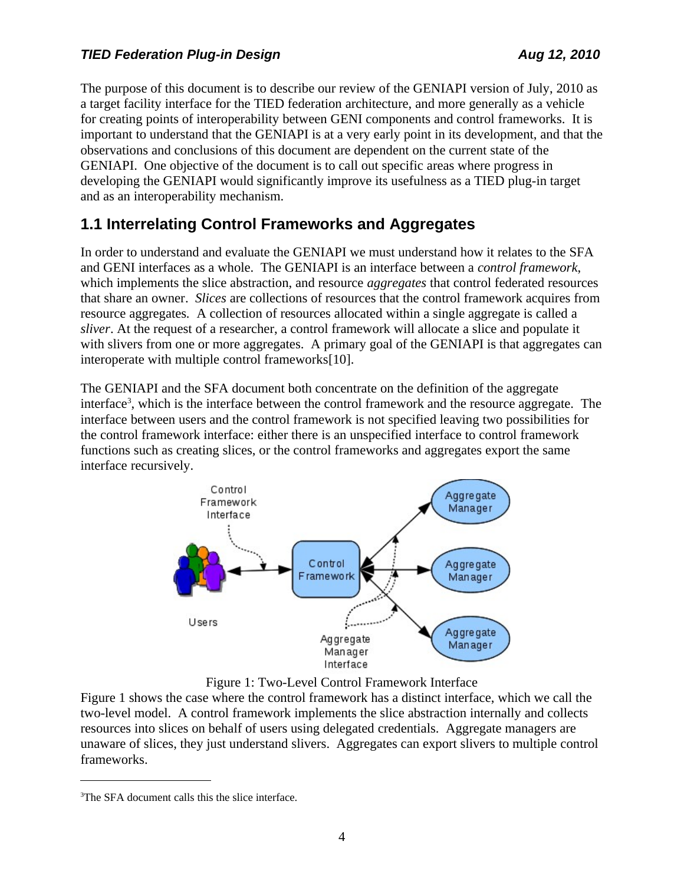The purpose of this document is to describe our review of the GENIAPI version of July, 2010 as a target facility interface for the TIED federation architecture, and more generally as a vehicle for creating points of interoperability between GENI components and control frameworks. It is important to understand that the GENIAPI is at a very early point in its development, and that the observations and conclusions of this document are dependent on the current state of the GENIAPI. One objective of the document is to call out specific areas where progress in developing the GENIAPI would significantly improve its usefulness as a TIED plug-in target and as an interoperability mechanism.

## 1.1 Interrelating Control Frameworks and Aggregates

In order to understand and evaluate the GENIAPI we must understand how it relates to the SFA and GENI interfaces as a whole. The GENIAPI is an interface between a *control framework*, which implements the slice abstraction, and resource *aggregates* that control federated resources that share an owner. *Slices* are collections of resources that the control framework acquires from resource aggregates. A collection of resources allocated within a single aggregate is called a *sliver*. At the request of a researcher, a control framework will allocate a slice and populate it with slivers from one or more aggregates. A primary goal of the GENIAPI is that aggregates can interoperate with multiple control frameworks[10].

The GENIAPI and the SFA document both concentrate on the definition of the aggregate interface[3], which is the interface between the control framework and the resource aggregate. The interface between users and the control framework is not specified leaving two possibilities for the control framework interface: either there is an unspecified interface to control framework functions such as creating slices, or the control frameworks and aggregates export the same interface recursively.

Figure 1: Two-Level Control Framework Interface

Figure 1 shows the case where the control framework has a distinct interface, which we call the two-level model. A control framework implements the slice abstraction internally and collects resources into slices on behalf of users using delegated credentials. Aggregate managers are unaware of slices, they just understand slivers. Aggregates can export slivers to multiple control frameworks.

[3]The SFA document calls this the slice interface.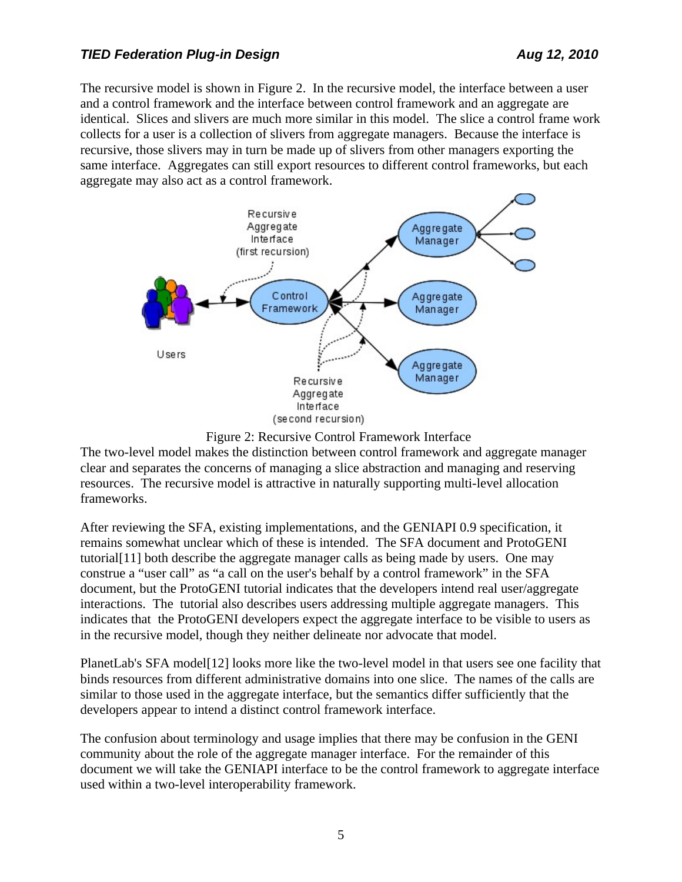The recursive model is shown in Figure 2. In the recursive model, the interface between a user and a control framework and the interface between control framework and an aggregate are identical. Slices and slivers are much more similar in this model. The slice a control frame work collects for a user is a collection of slivers from aggregate managers. Because the interface is recursive, those slivers may in turn be made up of slivers from other managers exporting the same interface. Aggregates can still export resources to different control frameworks, but each aggregate may also act as a control framework.

Figure 2: Recursive Control Framework Interface

The two-level model makes the distinction between control framework and aggregate manager clear and separates the concerns of managing a slice abstraction and managing and reserving resources. The recursive model is attractive in naturally supporting multi-level allocation frameworks.

After reviewing the SFA, existing implementations, and the GENIAPI 0.9 specification, it remains somewhat unclear which of these is intended. The SFA document and ProtoGENI tutorial[11] both describe the aggregate manager calls as being made by users. One may construe a "user call" as "a call on the user's behalf by a control framework" in the SFA document, but the ProtoGENI tutorial indicates that the developers intend real user/aggregate interactions. The tutorial also describes users addressing multiple aggregate managers. This indicates that the ProtoGENI developers expect the aggregate interface to be visible to users as in the recursive model, though they neither delineate nor advocate that model.

PlanetLab's SFA model[12] looks more like the two-level model in that users see one facility that binds resources from different administrative domains into one slice. The names of the calls are similar to those used in the aggregate interface, but the semantics differ sufficiently that the developers appear to intend a distinct control framework interface.

The confusion about terminology and usage implies that there may be confusion in the GENI community about the role of the aggregate manager interface. For the remainder of this document we will take the GENIAPI interface to be the control framework to aggregate interface used within a two-level interoperability framework.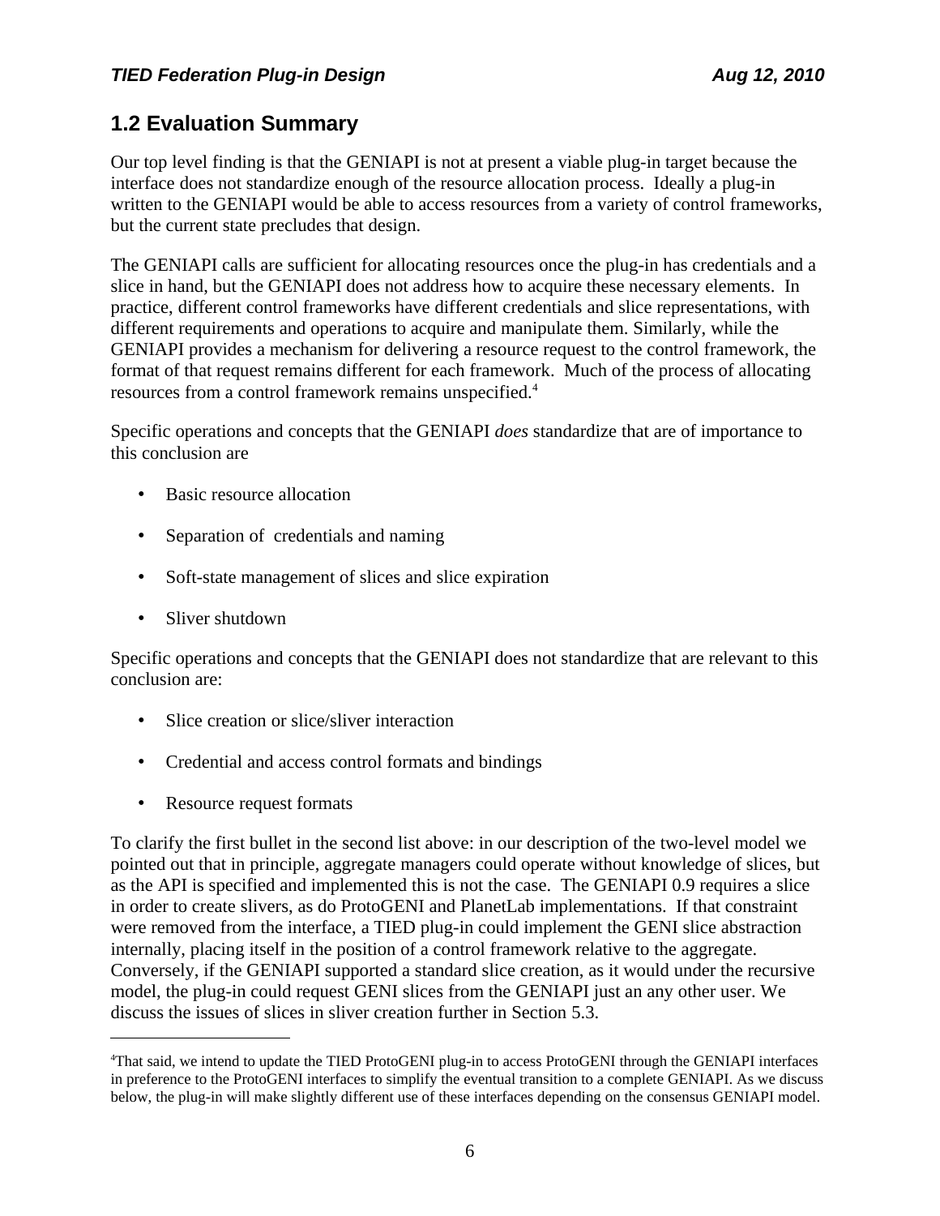## 1.2 Evaluation Summary

Our top level finding is that the GENIAPI is not at present a viable plug-in target because the interface does not standardize enough of the resource allocation process. Ideally a plug-in written to the GENIAPI would be able to access resources from a variety of control frameworks, but the current state precludes that design.

The GENIAPI calls are sufficient for allocating resources once the plug-in has credentials and a slice in hand, but the GENIAPI does not address how to acquire these necessary elements. In practice, different control frameworks have different credentials and slice representations, with different requirements and operations to acquire and manipulate them. Similarly, while the GENIAPI provides a mechanism for delivering a resource request to the control framework, the format of that request remains different for each framework. Much of the process of allocating resources from a control framework remains unspecified.[4]

Specific operations and concepts that the GENIAPI *does* standardize that are of importance to this conclusion are

- Basic resource allocation
- Separation of credentials and naming
- Soft-state management of slices and slice expiration
- Sliver shutdown

Specific operations and concepts that the GENIAPI does not standardize that are relevant to this conclusion are:

- Slice creation or slice/sliver interaction
- Credential and access control formats and bindings
- Resource request formats

To clarify the first bullet in the second list above: in our description of the two-level model we pointed out that in principle, aggregate managers could operate without knowledge of slices, but as the API is specified and implemented this is not the case. The GENIAPI 0.9 requires a slice in order to create slivers, as do ProtoGENI and PlanetLab implementations. If that constraint were removed from the interface, a TIED plug-in could implement the GENI slice abstraction internally, placing itself in the position of a control framework relative to the aggregate. Conversely, if the GENIAPI supported a standard slice creation, as it would under the recursive model, the plug-in could request GENI slices from the GENIAPI just an any other user. We discuss the issues of slices in sliver creation further in Section 5.3.

---

[4]That said, we intend to update the TIED ProtoGENI plug-in to access ProtoGENI through the GENIAPI interfaces in preference to the ProtoGENI interfaces to simplify the eventual transition to a complete GENIAPI. As we discuss below, the plug-in will make slightly different use of these interfaces depending on the consensus GENIAPI model.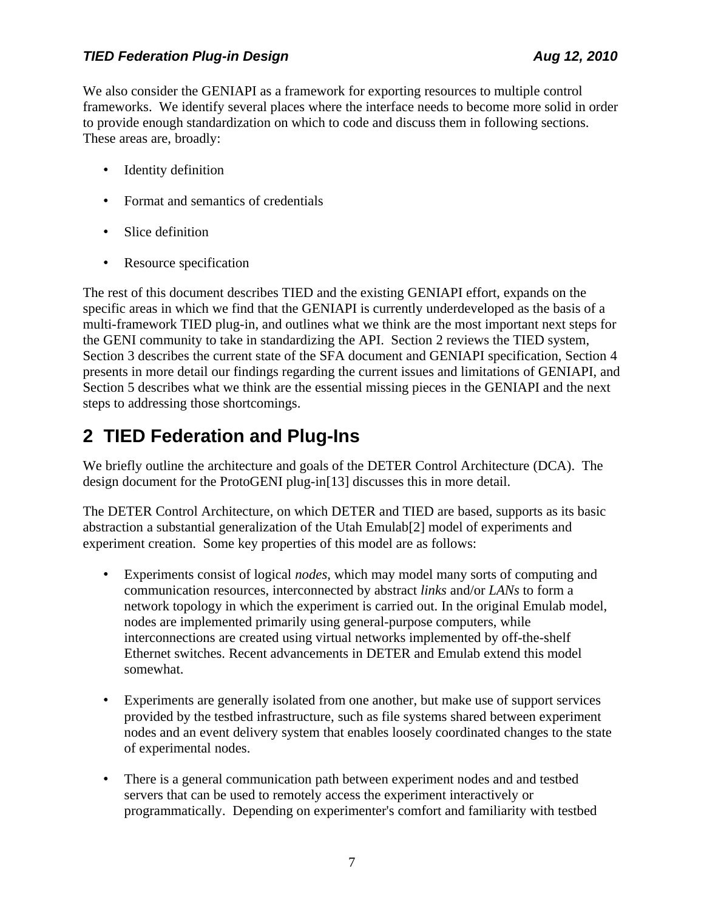We also consider the GENIAPI as a framework for exporting resources to multiple control frameworks. We identify several places where the interface needs to become more solid in order to provide enough standardization on which to code and discuss them in following sections. These areas are, broadly:

- Identity definition
- Format and semantics of credentials
- Slice definition
- Resource specification

The rest of this document describes TIED and the existing GENIAPI effort, expands on the specific areas in which we find that the GENIAPI is currently underdeveloped as the basis of a multi-framework TIED plug-in, and outlines what we think are the most important next steps for the GENI community to take in standardizing the API. Section 2 reviews the TIED system, Section 3 describes the current state of the SFA document and GENIAPI specification, Section 4 presents in more detail our findings regarding the current issues and limitations of GENIAPI, and Section 5 describes what we think are the essential missing pieces in the GENIAPI and the next steps to addressing those shortcomings.

# 2 TIED Federation and Plug-Ins

We briefly outline the architecture and goals of the DETER Control Architecture (DCA). The design document for the ProtoGENI plug-in[13] discusses this in more detail.

The DETER Control Architecture, on which DETER and TIED are based, supports as its basic abstraction a substantial generalization of the Utah Emulab[2] model of experiments and experiment creation. Some key properties of this model are as follows:

- Experiments consist of logical *nodes*, which may model many sorts of computing and communication resources, interconnected by abstract *links* and/or *LANs* to form a network topology in which the experiment is carried out. In the original Emulab model, nodes are implemented primarily using general-purpose computers, while interconnections are created using virtual networks implemented by off-the-shelf Ethernet switches. Recent advancements in DETER and Emulab extend this model somewhat.

- Experiments are generally isolated from one another, but make use of support services provided by the testbed infrastructure, such as file systems shared between experiment nodes and an event delivery system that enables loosely coordinated changes to the state of experimental nodes.

- There is a general communication path between experiment nodes and and testbed servers that can be used to remotely access the experiment interactively or programmatically. Depending on experimenter's comfort and familiarity with testbed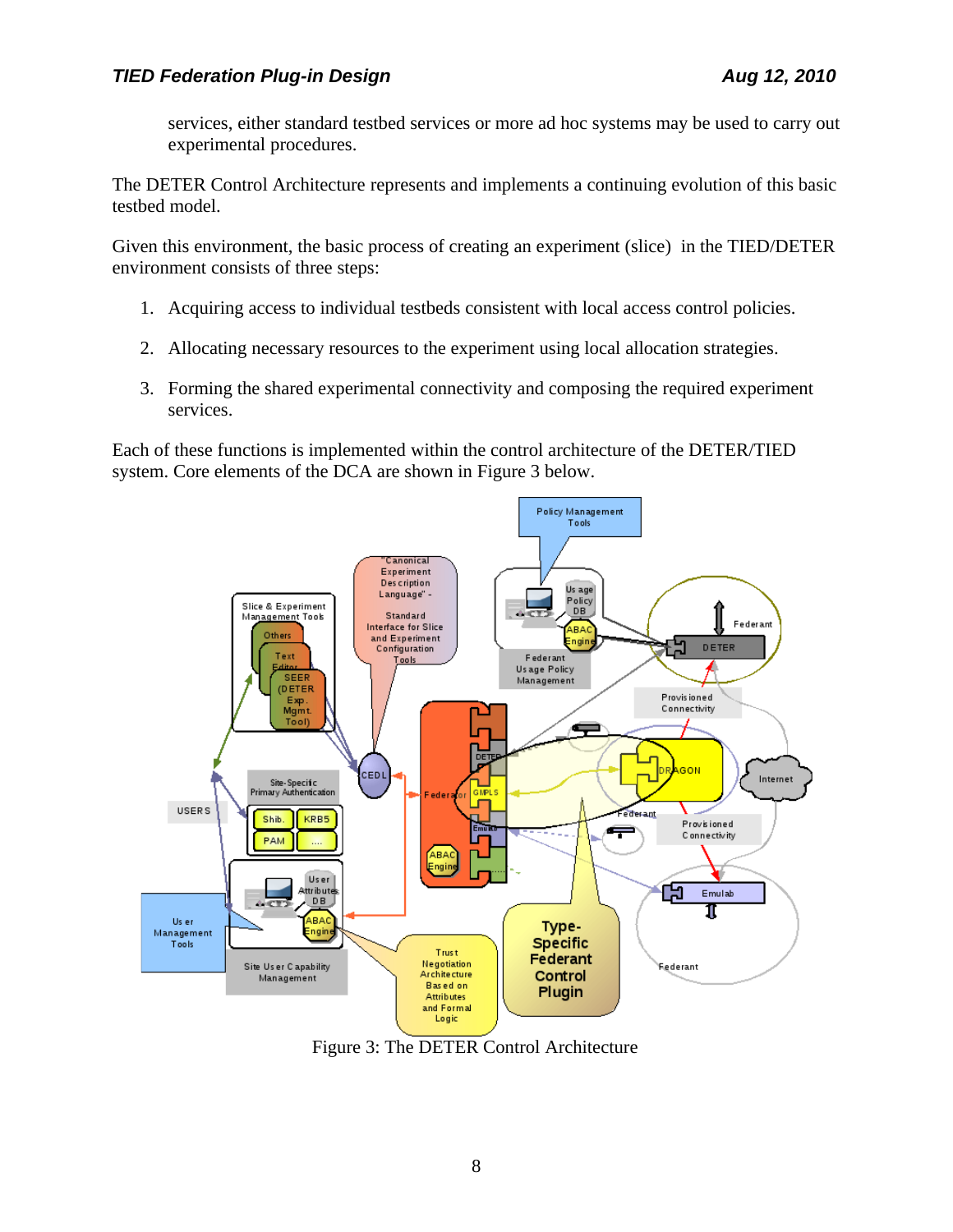services, either standard testbed services or more ad hoc systems may be used to carry out experimental procedures.

The DETER Control Architecture represents and implements a continuing evolution of this basic testbed model.

Given this environment, the basic process of creating an experiment (slice) in the TIED/DETER environment consists of three steps:

1. Acquiring access to individual testbeds consistent with local access control policies.
2. Allocating necessary resources to the experiment using local allocation strategies.
3. Forming the shared experimental connectivity and composing the required experiment services.

Each of these functions is implemented within the control architecture of the DETER/TIED system. Core elements of the DCA are shown in Figure 3 below.

Figure 3: The DETER Control Architecture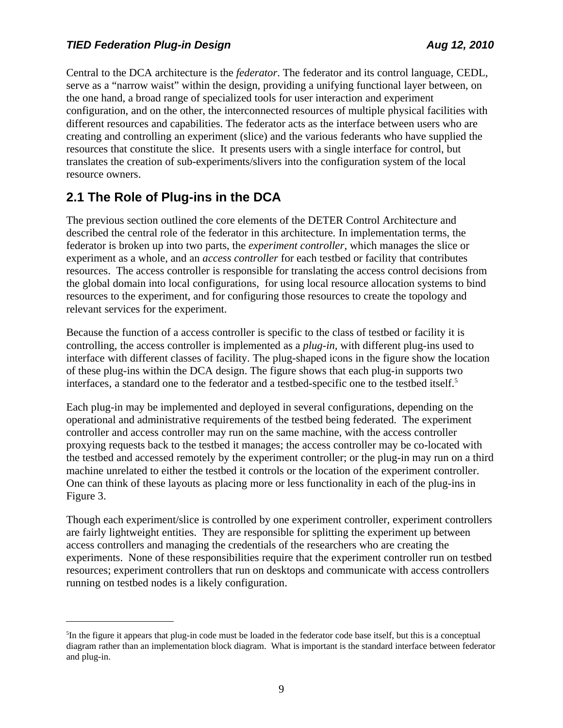Central to the DCA architecture is the *federator*. The federator and its control language, CEDL, serve as a "narrow waist" within the design, providing a unifying functional layer between, on the one hand, a broad range of specialized tools for user interaction and experiment configuration, and on the other, the interconnected resources of multiple physical facilities with different resources and capabilities. The federator acts as the interface between users who are creating and controlling an experiment (slice) and the various federants who have supplied the resources that constitute the slice. It presents users with a single interface for control, but translates the creation of sub-experiments/slivers into the configuration system of the local resource owners.

## 2.1 The Role of Plug-ins in the DCA

The previous section outlined the core elements of the DETER Control Architecture and described the central role of the federator in this architecture. In implementation terms, the federator is broken up into two parts, the *experiment controller*, which manages the slice or experiment as a whole, and an *access controller* for each testbed or facility that contributes resources. The access controller is responsible for translating the access control decisions from the global domain into local configurations, for using local resource allocation systems to bind resources to the experiment, and for configuring those resources to create the topology and relevant services for the experiment.

Because the function of a access controller is specific to the class of testbed or facility it is controlling, the access controller is implemented as a *plug-in*, with different plug-ins used to interface with different classes of facility. The plug-shaped icons in the figure show the location of these plug-ins within the DCA design. The figure shows that each plug-in supports two interfaces, a standard one to the federator and a testbed-specific one to the testbed itself.[5]

Each plug-in may be implemented and deployed in several configurations, depending on the operational and administrative requirements of the testbed being federated. The experiment controller and access controller may run on the same machine, with the access controller proxying requests back to the testbed it manages; the access controller may be co-located with the testbed and accessed remotely by the experiment controller; or the plug-in may run on a third machine unrelated to either the testbed it controls or the location of the experiment controller. One can think of these layouts as placing more or less functionality in each of the plug-ins in Figure 3.

Though each experiment/slice is controlled by one experiment controller, experiment controllers are fairly lightweight entities. They are responsible for splitting the experiment up between access controllers and managing the credentials of the researchers who are creating the experiments. None of these responsibilities require that the experiment controller run on testbed resources; experiment controllers that run on desktops and communicate with access controllers running on testbed nodes is a likely configuration.

---

[5] In the figure it appears that plug-in code must be loaded in the federator code base itself, but this is a conceptual diagram rather than an implementation block diagram. What is important is the standard interface between federator and plug-in.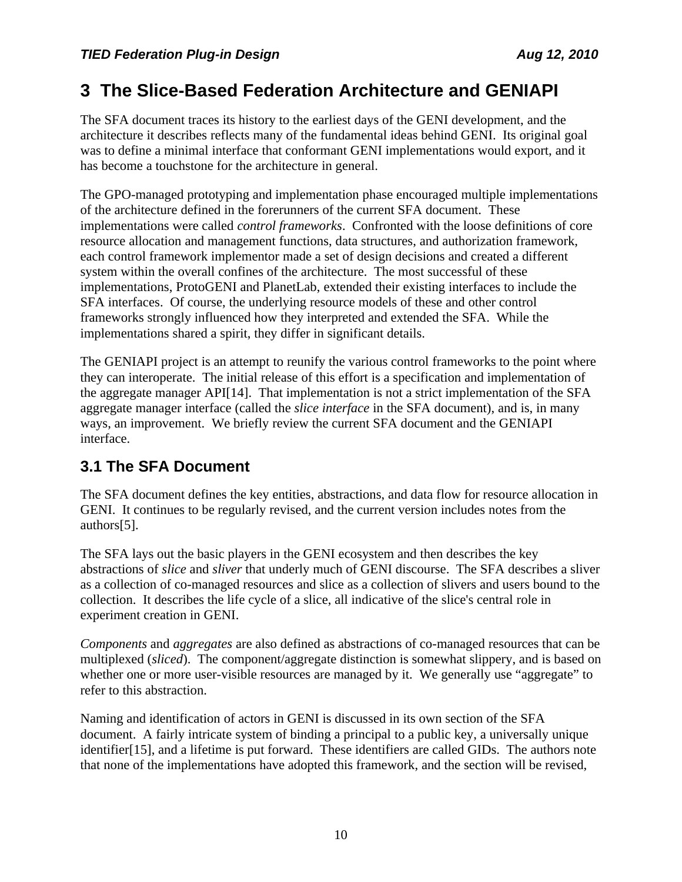# 3 The Slice-Based Federation Architecture and GENIAPI

The SFA document traces its history to the earliest days of the GENI development, and the architecture it describes reflects many of the fundamental ideas behind GENI. Its original goal was to define a minimal interface that conformant GENI implementations would export, and it has become a touchstone for the architecture in general.

The GPO-managed prototyping and implementation phase encouraged multiple implementations of the architecture defined in the forerunners of the current SFA document. These implementations were called *control frameworks*. Confronted with the loose definitions of core resource allocation and management functions, data structures, and authorization framework, each control framework implementor made a set of design decisions and created a different system within the overall confines of the architecture. The most successful of these implementations, ProtoGENI and PlanetLab, extended their existing interfaces to include the SFA interfaces. Of course, the underlying resource models of these and other control frameworks strongly influenced how they interpreted and extended the SFA. While the implementations shared a spirit, they differ in significant details.

The GENIAPI project is an attempt to reunify the various control frameworks to the point where they can interoperate. The initial release of this effort is a specification and implementation of the aggregate manager API[14]. That implementation is not a strict implementation of the SFA aggregate manager interface (called the *slice interface* in the SFA document), and is, in many ways, an improvement. We briefly review the current SFA document and the GENIAPI interface.

## 3.1 The SFA Document

The SFA document defines the key entities, abstractions, and data flow for resource allocation in GENI. It continues to be regularly revised, and the current version includes notes from the authors[5].

The SFA lays out the basic players in the GENI ecosystem and then describes the key abstractions of *slice* and *sliver* that underly much of GENI discourse. The SFA describes a sliver as a collection of co-managed resources and slice as a collection of slivers and users bound to the collection. It describes the life cycle of a slice, all indicative of the slice's central role in experiment creation in GENI.

*Components* and *aggregates* are also defined as abstractions of co-managed resources that can be multiplexed (*sliced*). The component/aggregate distinction is somewhat slippery, and is based on whether one or more user-visible resources are managed by it. We generally use "aggregate" to refer to this abstraction.

Naming and identification of actors in GENI is discussed in its own section of the SFA document. A fairly intricate system of binding a principal to a public key, a universally unique identifier[15], and a lifetime is put forward. These identifiers are called GIDs. The authors note that none of the implementations have adopted this framework, and the section will be revised,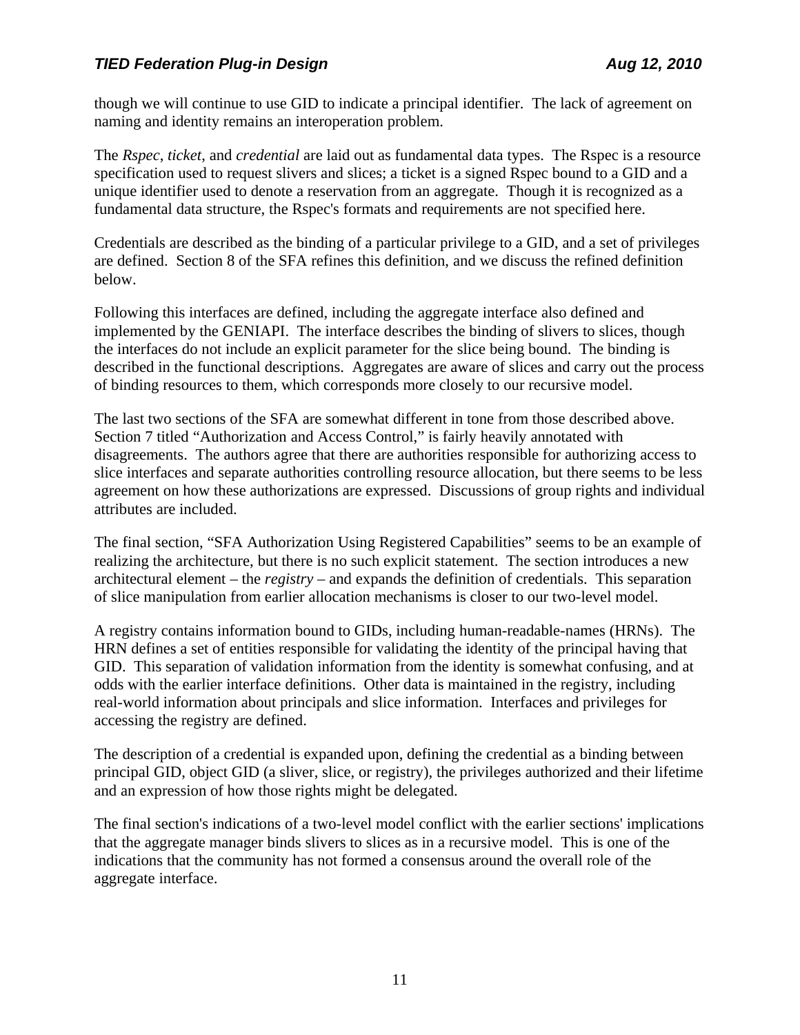though we will continue to use GID to indicate a principal identifier. The lack of agreement on naming and identity remains an interoperation problem.

The *Rspec*, *ticket*, and *credential* are laid out as fundamental data types. The Rspec is a resource specification used to request slivers and slices; a ticket is a signed Rspec bound to a GID and a unique identifier used to denote a reservation from an aggregate. Though it is recognized as a fundamental data structure, the Rspec's formats and requirements are not specified here.

Credentials are described as the binding of a particular privilege to a GID, and a set of privileges are defined. Section 8 of the SFA refines this definition, and we discuss the refined definition below.

Following this interfaces are defined, including the aggregate interface also defined and implemented by the GENIAPI. The interface describes the binding of slivers to slices, though the interfaces do not include an explicit parameter for the slice being bound. The binding is described in the functional descriptions. Aggregates are aware of slices and carry out the process of binding resources to them, which corresponds more closely to our recursive model.

The last two sections of the SFA are somewhat different in tone from those described above. Section 7 titled "Authorization and Access Control," is fairly heavily annotated with disagreements. The authors agree that there are authorities responsible for authorizing access to slice interfaces and separate authorities controlling resource allocation, but there seems to be less agreement on how these authorizations are expressed. Discussions of group rights and individual attributes are included.

The final section, "SFA Authorization Using Registered Capabilities" seems to be an example of realizing the architecture, but there is no such explicit statement. The section introduces a new architectural element – the *registry* – and expands the definition of credentials. This separation of slice manipulation from earlier allocation mechanisms is closer to our two-level model.

A registry contains information bound to GIDs, including human-readable-names (HRNs). The HRN defines a set of entities responsible for validating the identity of the principal having that GID. This separation of validation information from the identity is somewhat confusing, and at odds with the earlier interface definitions. Other data is maintained in the registry, including real-world information about principals and slice information. Interfaces and privileges for accessing the registry are defined.

The description of a credential is expanded upon, defining the credential as a binding between principal GID, object GID (a sliver, slice, or registry), the privileges authorized and their lifetime and an expression of how those rights might be delegated.

The final section's indications of a two-level model conflict with the earlier sections' implications that the aggregate manager binds slivers to slices as in a recursive model. This is one of the indications that the community has not formed a consensus around the overall role of the aggregate interface.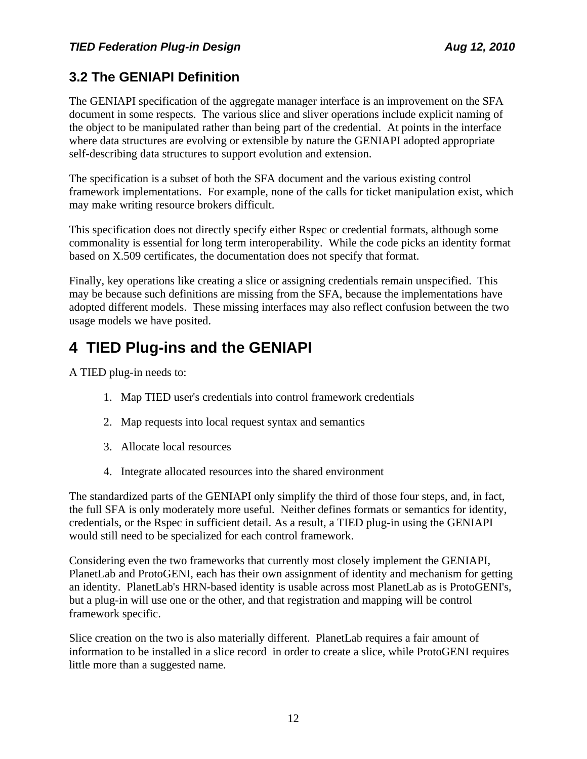## 3.2 The GENIAPI Definition

The GENIAPI specification of the aggregate manager interface is an improvement on the SFA document in some respects. The various slice and sliver operations include explicit naming of the object to be manipulated rather than being part of the credential. At points in the interface where data structures are evolving or extensible by nature the GENIAPI adopted appropriate self-describing data structures to support evolution and extension.

The specification is a subset of both the SFA document and the various existing control framework implementations. For example, none of the calls for ticket manipulation exist, which may make writing resource brokers difficult.

This specification does not directly specify either Rspec or credential formats, although some commonality is essential for long term interoperability. While the code picks an identity format based on X.509 certificates, the documentation does not specify that format.

Finally, key operations like creating a slice or assigning credentials remain unspecified. This may be because such definitions are missing from the SFA, because the implementations have adopted different models. These missing interfaces may also reflect confusion between the two usage models we have posited.

# 4 TIED Plug-ins and the GENIAPI

A TIED plug-in needs to:

1. Map TIED user's credentials into control framework credentials
2. Map requests into local request syntax and semantics
3. Allocate local resources
4. Integrate allocated resources into the shared environment

The standardized parts of the GENIAPI only simplify the third of those four steps, and, in fact, the full SFA is only moderately more useful. Neither defines formats or semantics for identity, credentials, or the Rspec in sufficient detail. As a result, a TIED plug-in using the GENIAPI would still need to be specialized for each control framework.

Considering even the two frameworks that currently most closely implement the GENIAPI, PlanetLab and ProtoGENI, each has their own assignment of identity and mechanism for getting an identity. PlanetLab's HRN-based identity is usable across most PlanetLab as is ProtoGENI's, but a plug-in will use one or the other, and that registration and mapping will be control framework specific.

Slice creation on the two is also materially different. PlanetLab requires a fair amount of information to be installed in a slice record in order to create a slice, while ProtoGENI requires little more than a suggested name.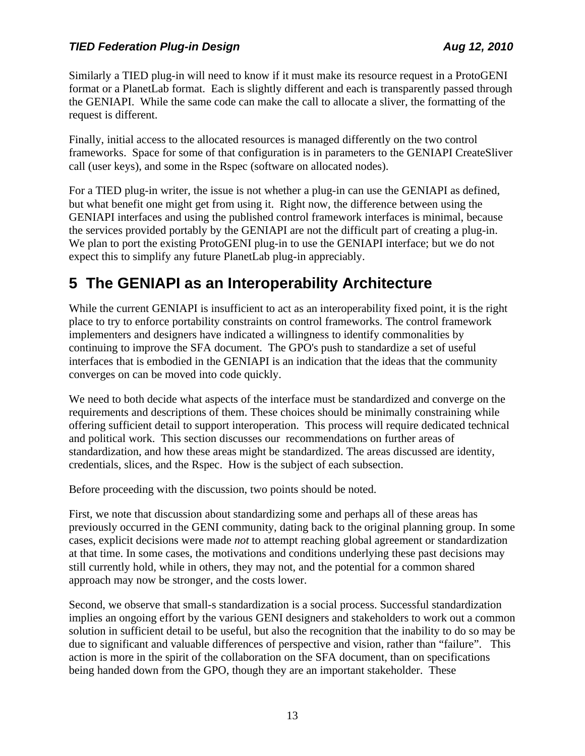Similarly a TIED plug-in will need to know if it must make its resource request in a ProtoGENI format or a PlanetLab format. Each is slightly different and each is transparently passed through the GENIAPI. While the same code can make the call to allocate a sliver, the formatting of the request is different.

Finally, initial access to the allocated resources is managed differently on the two control frameworks. Space for some of that configuration is in parameters to the GENIAPI CreateSliver call (user keys), and some in the Rspec (software on allocated nodes).

For a TIED plug-in writer, the issue is not whether a plug-in can use the GENIAPI as defined, but what benefit one might get from using it. Right now, the difference between using the GENIAPI interfaces and using the published control framework interfaces is minimal, because the services provided portably by the GENIAPI are not the difficult part of creating a plug-in. We plan to port the existing ProtoGENI plug-in to use the GENIAPI interface; but we do not expect this to simplify any future PlanetLab plug-in appreciably.

# 5 The GENIAPI as an Interoperability Architecture

While the current GENIAPI is insufficient to act as an interoperability fixed point, it is the right place to try to enforce portability constraints on control frameworks. The control framework implementers and designers have indicated a willingness to identify commonalities by continuing to improve the SFA document. The GPO's push to standardize a set of useful interfaces that is embodied in the GENIAPI is an indication that the ideas that the community converges on can be moved into code quickly.

We need to both decide what aspects of the interface must be standardized and converge on the requirements and descriptions of them. These choices should be minimally constraining while offering sufficient detail to support interoperation. This process will require dedicated technical and political work. This section discusses our recommendations on further areas of standardization, and how these areas might be standardized. The areas discussed are identity, credentials, slices, and the Rspec. How is the subject of each subsection.

Before proceeding with the discussion, two points should be noted.

First, we note that discussion about standardizing some and perhaps all of these areas has previously occurred in the GENI community, dating back to the original planning group. In some cases, explicit decisions were made *not* to attempt reaching global agreement or standardization at that time. In some cases, the motivations and conditions underlying these past decisions may still currently hold, while in others, they may not, and the potential for a common shared approach may now be stronger, and the costs lower.

Second, we observe that small-s standardization is a social process. Successful standardization implies an ongoing effort by the various GENI designers and stakeholders to work out a common solution in sufficient detail to be useful, but also the recognition that the inability to do so may be due to significant and valuable differences of perspective and vision, rather than "failure". This action is more in the spirit of the collaboration on the SFA document, than on specifications being handed down from the GPO, though they are an important stakeholder. These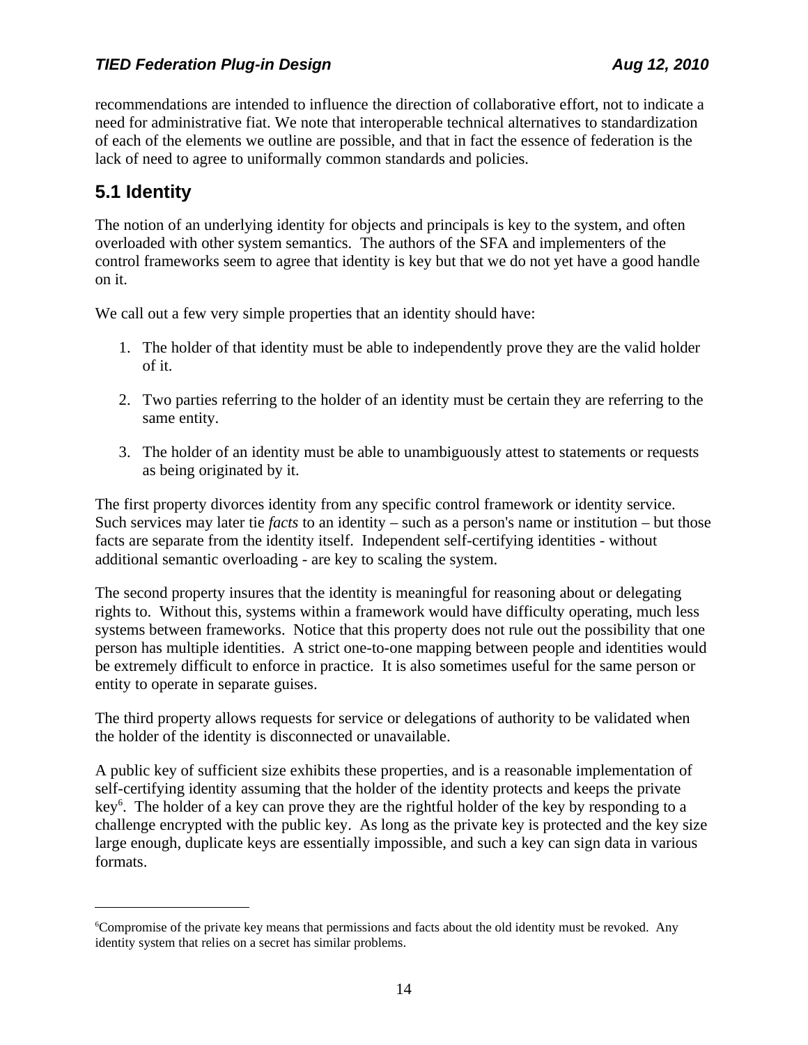recommendations are intended to influence the direction of collaborative effort, not to indicate a need for administrative fiat. We note that interoperable technical alternatives to standardization of each of the elements we outline are possible, and that in fact the essence of federation is the lack of need to agree to uniformally common standards and policies.

## 5.1 Identity

The notion of an underlying identity for objects and principals is key to the system, and often overloaded with other system semantics. The authors of the SFA and implementers of the control frameworks seem to agree that identity is key but that we do not yet have a good handle on it.

We call out a few very simple properties that an identity should have:

1. The holder of that identity must be able to independently prove they are the valid holder of it.

2. Two parties referring to the holder of an identity must be certain they are referring to the same entity.

3. The holder of an identity must be able to unambiguously attest to statements or requests as being originated by it.

The first property divorces identity from any specific control framework or identity service. Such services may later tie *facts* to an identity – such as a person's name or institution – but those facts are separate from the identity itself. Independent self-certifying identities - without additional semantic overloading - are key to scaling the system.

The second property insures that the identity is meaningful for reasoning about or delegating rights to. Without this, systems within a framework would have difficulty operating, much less systems between frameworks. Notice that this property does not rule out the possibility that one person has multiple identities. A strict one-to-one mapping between people and identities would be extremely difficult to enforce in practice. It is also sometimes useful for the same person or entity to operate in separate guises.

The third property allows requests for service or delegations of authority to be validated when the holder of the identity is disconnected or unavailable.

A public key of sufficient size exhibits these properties, and is a reasonable implementation of self-certifying identity assuming that the holder of the identity protects and keeps the private key[6]. The holder of a key can prove they are the rightful holder of the key by responding to a challenge encrypted with the public key. As long as the private key is protected and the key size large enough, duplicate keys are essentially impossible, and such a key can sign data in various formats.

---

[6] Compromise of the private key means that permissions and facts about the old identity must be revoked. Any identity system that relies on a secret has similar problems.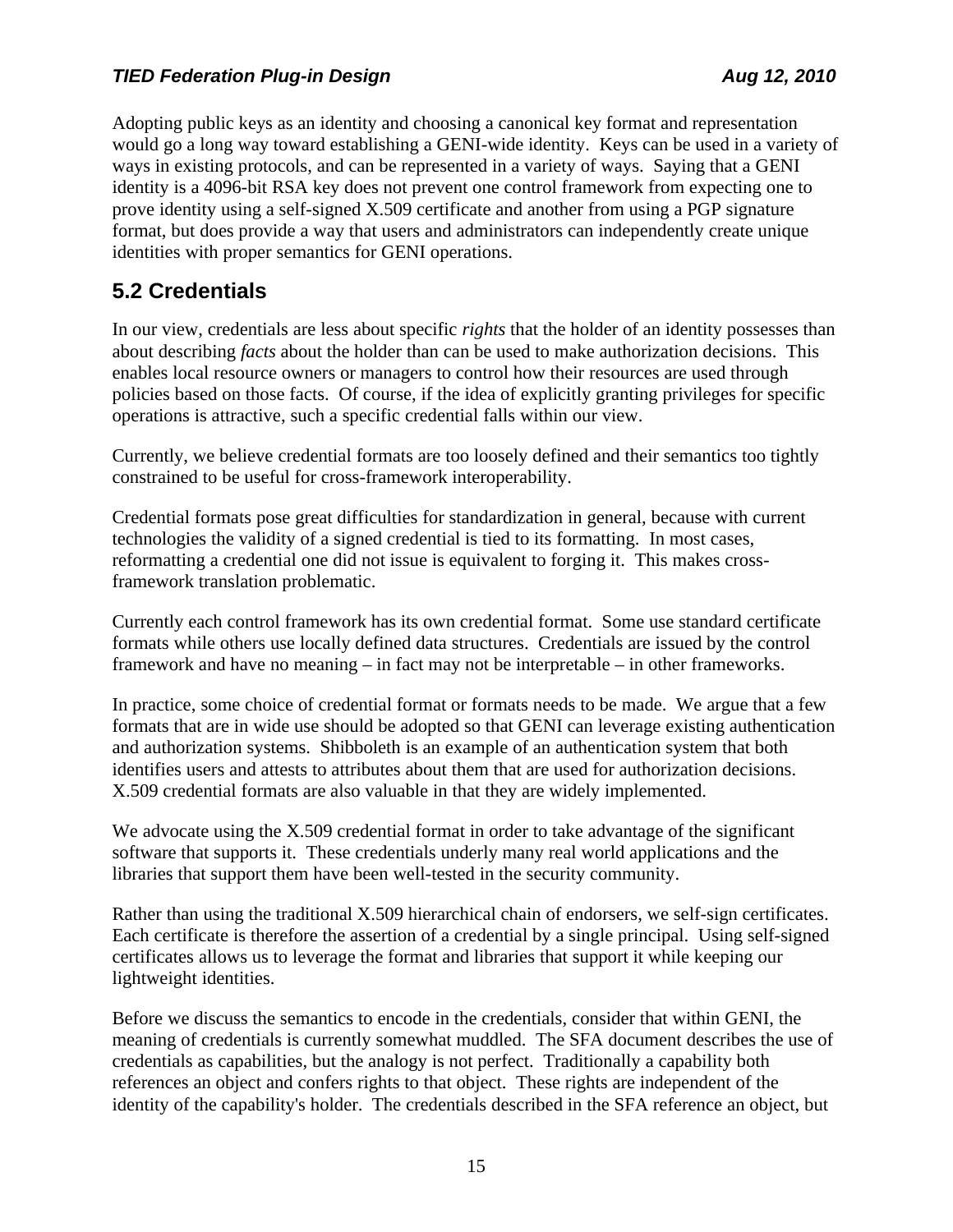Adopting public keys as an identity and choosing a canonical key format and representation would go a long way toward establishing a GENI-wide identity. Keys can be used in a variety of ways in existing protocols, and can be represented in a variety of ways. Saying that a GENI identity is a 4096-bit RSA key does not prevent one control framework from expecting one to prove identity using a self-signed X.509 certificate and another from using a PGP signature format, but does provide a way that users and administrators can independently create unique identities with proper semantics for GENI operations.

## 5.2 Credentials

In our view, credentials are less about specific *rights* that the holder of an identity possesses than about describing *facts* about the holder than can be used to make authorization decisions. This enables local resource owners or managers to control how their resources are used through policies based on those facts. Of course, if the idea of explicitly granting privileges for specific operations is attractive, such a specific credential falls within our view.

Currently, we believe credential formats are too loosely defined and their semantics too tightly constrained to be useful for cross-framework interoperability.

Credential formats pose great difficulties for standardization in general, because with current technologies the validity of a signed credential is tied to its formatting. In most cases, reformatting a credential one did not issue is equivalent to forging it. This makes cross-framework translation problematic.

Currently each control framework has its own credential format. Some use standard certificate formats while others use locally defined data structures. Credentials are issued by the control framework and have no meaning – in fact may not be interpretable – in other frameworks.

In practice, some choice of credential format or formats needs to be made. We argue that a few formats that are in wide use should be adopted so that GENI can leverage existing authentication and authorization systems. Shibboleth is an example of an authentication system that both identifies users and attests to attributes about them that are used for authorization decisions. X.509 credential formats are also valuable in that they are widely implemented.

We advocate using the X.509 credential format in order to take advantage of the significant software that supports it. These credentials underly many real world applications and the libraries that support them have been well-tested in the security community.

Rather than using the traditional X.509 hierarchical chain of endorsers, we self-sign certificates. Each certificate is therefore the assertion of a credential by a single principal. Using self-signed certificates allows us to leverage the format and libraries that support it while keeping our lightweight identities.

Before we discuss the semantics to encode in the credentials, consider that within GENI, the meaning of credentials is currently somewhat muddled. The SFA document describes the use of credentials as capabilities, but the analogy is not perfect. Traditionally a capability both references an object and confers rights to that object. These rights are independent of the identity of the capability's holder. The credentials described in the SFA reference an object, but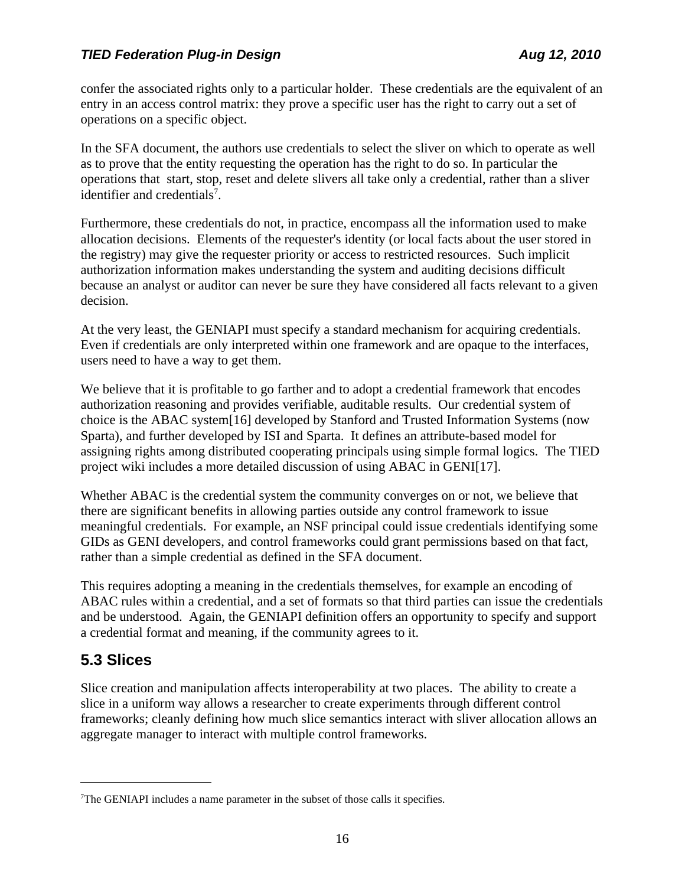confer the associated rights only to a particular holder. These credentials are the equivalent of an entry in an access control matrix: they prove a specific user has the right to carry out a set of operations on a specific object.

In the SFA document, the authors use credentials to select the sliver on which to operate as well as to prove that the entity requesting the operation has the right to do so. In particular the operations that start, stop, reset and delete slivers all take only a credential, rather than a sliver identifier and credentials[7].

Furthermore, these credentials do not, in practice, encompass all the information used to make allocation decisions. Elements of the requester's identity (or local facts about the user stored in the registry) may give the requester priority or access to restricted resources. Such implicit authorization information makes understanding the system and auditing decisions difficult because an analyst or auditor can never be sure they have considered all facts relevant to a given decision.

At the very least, the GENIAPI must specify a standard mechanism for acquiring credentials. Even if credentials are only interpreted within one framework and are opaque to the interfaces, users need to have a way to get them.

We believe that it is profitable to go farther and to adopt a credential framework that encodes authorization reasoning and provides verifiable, auditable results. Our credential system of choice is the ABAC system[16] developed by Stanford and Trusted Information Systems (now Sparta), and further developed by ISI and Sparta. It defines an attribute-based model for assigning rights among distributed cooperating principals using simple formal logics. The TIED project wiki includes a more detailed discussion of using ABAC in GENI[17].

Whether ABAC is the credential system the community converges on or not, we believe that there are significant benefits in allowing parties outside any control framework to issue meaningful credentials. For example, an NSF principal could issue credentials identifying some GIDs as GENI developers, and control frameworks could grant permissions based on that fact, rather than a simple credential as defined in the SFA document.

This requires adopting a meaning in the credentials themselves, for example an encoding of ABAC rules within a credential, and a set of formats so that third parties can issue the credentials and be understood. Again, the GENIAPI definition offers an opportunity to specify and support a credential format and meaning, if the community agrees to it.

## 5.3 Slices

Slice creation and manipulation affects interoperability at two places. The ability to create a slice in a uniform way allows a researcher to create experiments through different control frameworks; cleanly defining how much slice semantics interact with sliver allocation allows an aggregate manager to interact with multiple control frameworks.

---

[7] The GENIAPI includes a name parameter in the subset of those calls it specifies.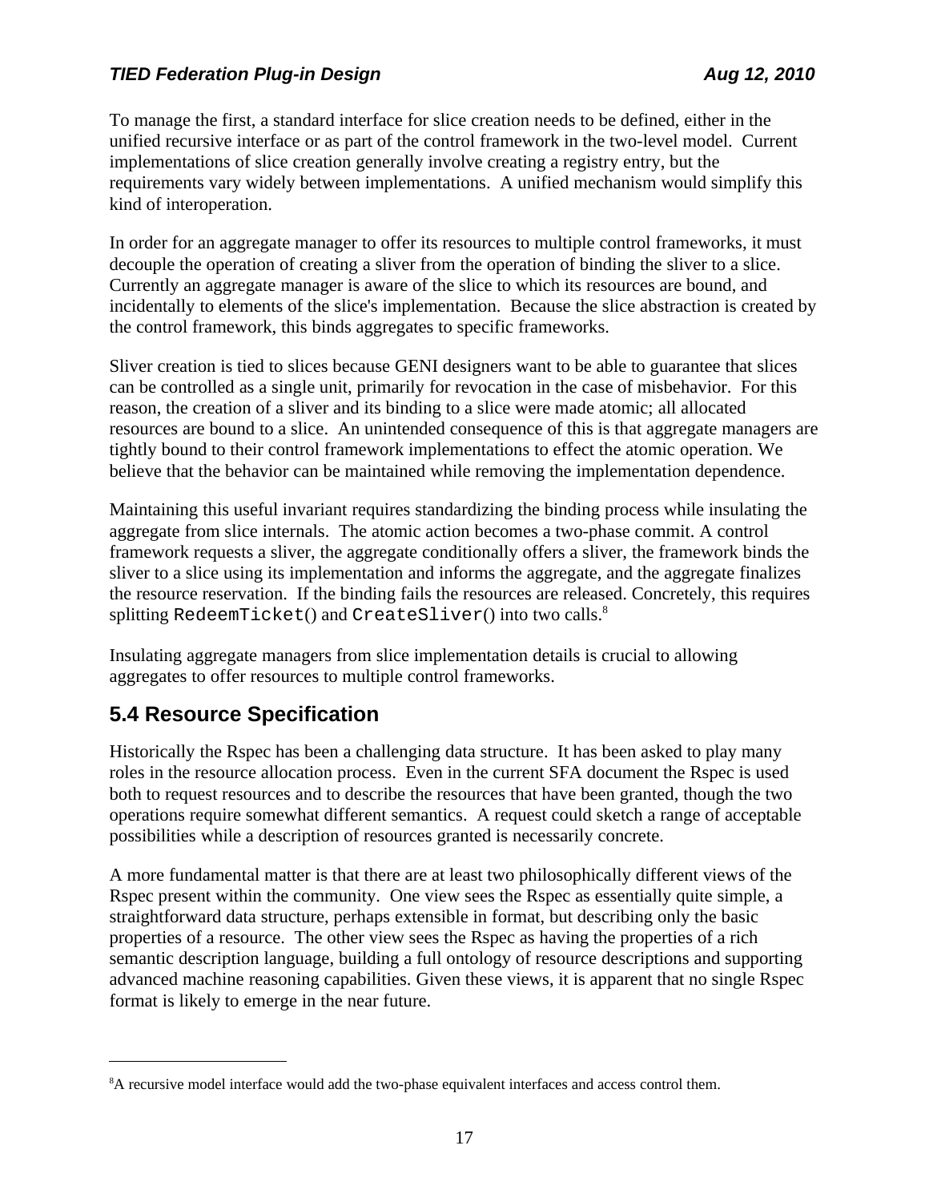To manage the first, a standard interface for slice creation needs to be defined, either in the unified recursive interface or as part of the control framework in the two-level model. Current implementations of slice creation generally involve creating a registry entry, but the requirements vary widely between implementations. A unified mechanism would simplify this kind of interoperation.

In order for an aggregate manager to offer its resources to multiple control frameworks, it must decouple the operation of creating a sliver from the operation of binding the sliver to a slice. Currently an aggregate manager is aware of the slice to which its resources are bound, and incidentally to elements of the slice's implementation. Because the slice abstraction is created by the control framework, this binds aggregates to specific frameworks.

Sliver creation is tied to slices because GENI designers want to be able to guarantee that slices can be controlled as a single unit, primarily for revocation in the case of misbehavior. For this reason, the creation of a sliver and its binding to a slice were made atomic; all allocated resources are bound to a slice. An unintended consequence of this is that aggregate managers are tightly bound to their control framework implementations to effect the atomic operation. We believe that the behavior can be maintained while removing the implementation dependence.

Maintaining this useful invariant requires standardizing the binding process while insulating the aggregate from slice internals. The atomic action becomes a two-phase commit. A control framework requests a sliver, the aggregate conditionally offers a sliver, the framework binds the sliver to a slice using its implementation and informs the aggregate, and the aggregate finalizes the resource reservation. If the binding fails the resources are released. Concretely, this requires splitting `RedeemTicket()` and `CreateSliver()` into two calls.[8]

Insulating aggregate managers from slice implementation details is crucial to allowing aggregates to offer resources to multiple control frameworks.

## 5.4 Resource Specification

Historically the Rspec has been a challenging data structure. It has been asked to play many roles in the resource allocation process. Even in the current SFA document the Rspec is used both to request resources and to describe the resources that have been granted, though the two operations require somewhat different semantics. A request could sketch a range of acceptable possibilities while a description of resources granted is necessarily concrete.

A more fundamental matter is that there are at least two philosophically different views of the Rspec present within the community. One view sees the Rspec as essentially quite simple, a straightforward data structure, perhaps extensible in format, but describing only the basic properties of a resource. The other view sees the Rspec as having the properties of a rich semantic description language, building a full ontology of resource descriptions and supporting advanced machine reasoning capabilities. Given these views, it is apparent that no single Rspec format is likely to emerge in the near future.

---

[8] A recursive model interface would add the two-phase equivalent interfaces and access control them.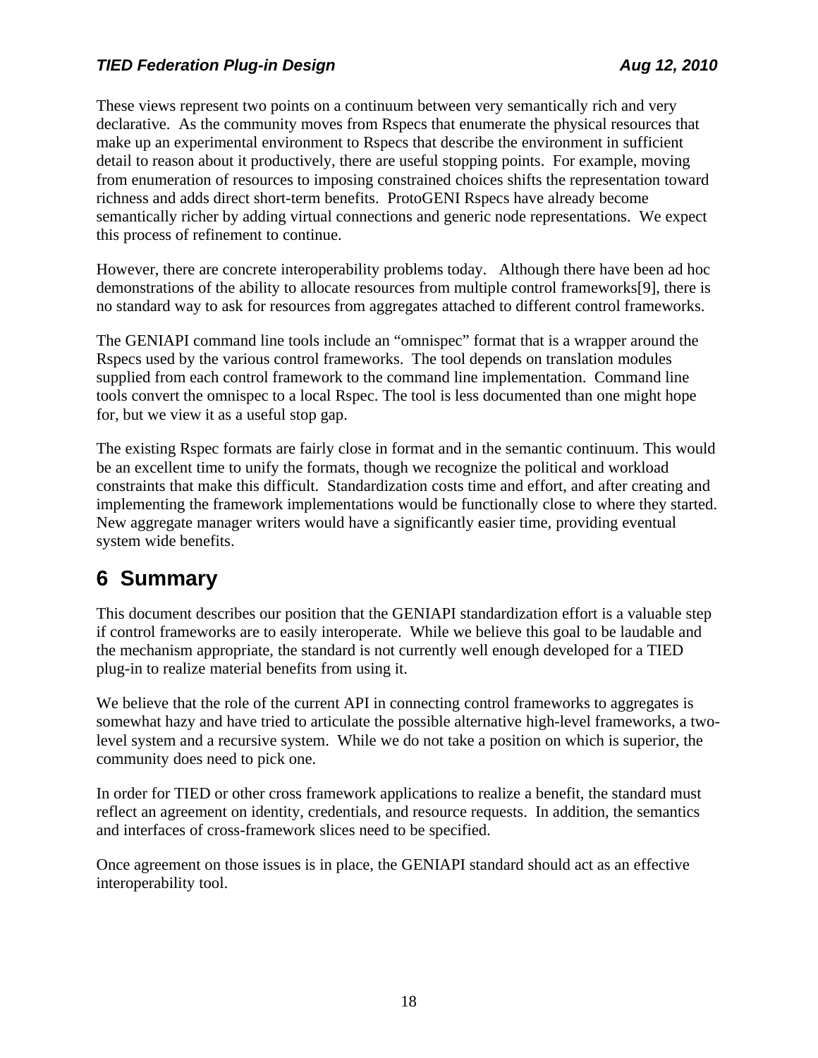These views represent two points on a continuum between very semantically rich and very declarative. As the community moves from Rspecs that enumerate the physical resources that make up an experimental environment to Rspecs that describe the environment in sufficient detail to reason about it productively, there are useful stopping points. For example, moving from enumeration of resources to imposing constrained choices shifts the representation toward richness and adds direct short-term benefits. ProtoGENI Rspecs have already become semantically richer by adding virtual connections and generic node representations. We expect this process of refinement to continue.

However, there are concrete interoperability problems today. Although there have been ad hoc demonstrations of the ability to allocate resources from multiple control frameworks[9], there is no standard way to ask for resources from aggregates attached to different control frameworks.

The GENIAPI command line tools include an "omnispec" format that is a wrapper around the Rspecs used by the various control frameworks. The tool depends on translation modules supplied from each control framework to the command line implementation. Command line tools convert the omnispec to a local Rspec. The tool is less documented than one might hope for, but we view it as a useful stop gap.

The existing Rspec formats are fairly close in format and in the semantic continuum. This would be an excellent time to unify the formats, though we recognize the political and workload constraints that make this difficult. Standardization costs time and effort, and after creating and implementing the framework implementations would be functionally close to where they started. New aggregate manager writers would have a significantly easier time, providing eventual system wide benefits.

# 6 Summary

This document describes our position that the GENIAPI standardization effort is a valuable step if control frameworks are to easily interoperate. While we believe this goal to be laudable and the mechanism appropriate, the standard is not currently well enough developed for a TIED plug-in to realize material benefits from using it.

We believe that the role of the current API in connecting control frameworks to aggregates is somewhat hazy and have tried to articulate the possible alternative high-level frameworks, a two-level system and a recursive system. While we do not take a position on which is superior, the community does need to pick one.

In order for TIED or other cross framework applications to realize a benefit, the standard must reflect an agreement on identity, credentials, and resource requests. In addition, the semantics and interfaces of cross-framework slices need to be specified.

Once agreement on those issues is in place, the GENIAPI standard should act as an effective interoperability tool.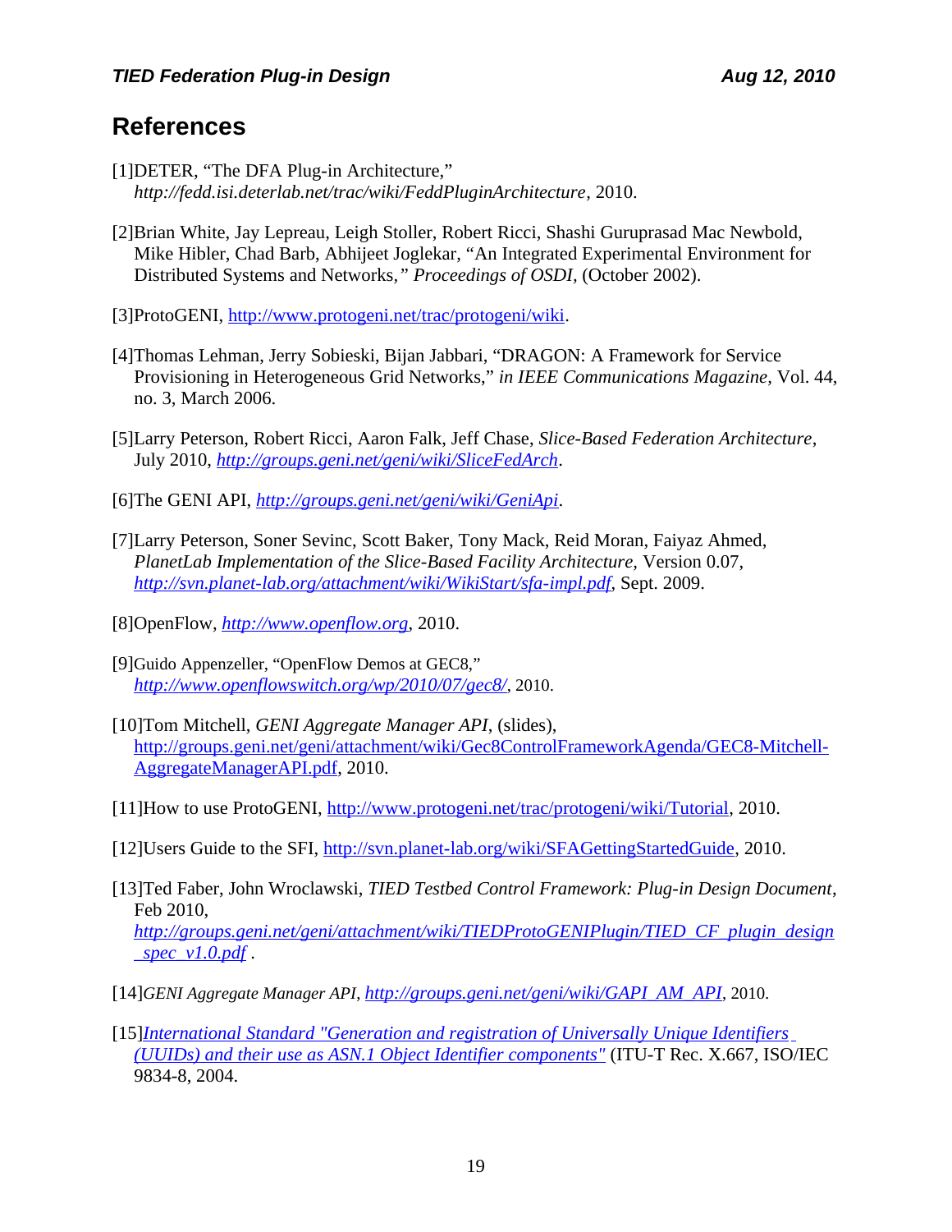## References

[1]DETER, “The DFA Plug-in Architecture,” *http://fedd.isi.deterlab.net/trac/wiki/FeddPluginArchitecture*, 2010.

[2]Brian White, Jay Lepreau, Leigh Stoller, Robert Ricci, Shashi Guruprasad Mac Newbold, Mike Hibler, Chad Barb, Abhijeet Joglekar, “An Integrated Experimental Environment for Distributed Systems and Networks,” *Proceedings of OSDI*, (October 2002).

[3]ProtoGENI, http://www.protogeni.net/trac/protogeni/wiki.

[4]Thomas Lehman, Jerry Sobieski, Bijan Jabbari, “DRAGON: A Framework for Service Provisioning in Heterogeneous Grid Networks,” *in IEEE Communications Magazine*, Vol. 44, no. 3, March 2006.

[5]Larry Peterson, Robert Ricci, Aaron Falk, Jeff Chase, *Slice-Based Federation Architecture*, July 2010, *http://groups.geni.net/geni/wiki/SliceFedArch*.

[6]The GENI API, *http://groups.geni.net/geni/wiki/GeniApi*.

[7]Larry Peterson, Soner Sevinc, Scott Baker, Tony Mack, Reid Moran, Faiyaz Ahmed, *PlanetLab Implementation of the Slice-Based Facility Architecture*, Version 0.07, *http://svn.planet-lab.org/attachment/wiki/WikiStart/sfa-impl.pdf*, Sept. 2009.

[8]OpenFlow, *http://www.openflow.org*, 2010.

[9]Guido Appenzeller, “OpenFlow Demos at GEC8,” *http://www.openflowswitch.org/wp/2010/07/gec8/*, 2010.

[10]Tom Mitchell, *GENI Aggregate Manager API*, (slides), http://groups.geni.net/geni/attachment/wiki/Gec8ControlFrameworkAgenda/GEC8-Mitchell-AggregateManagerAPI.pdf, 2010.

[11]How to use ProtoGENI, http://www.protogeni.net/trac/protogeni/wiki/Tutorial, 2010.

[12]Users Guide to the SFI, http://svn.planet-lab.org/wiki/SFAGettingStartedGuide, 2010.

[13]Ted Faber, John Wroclawski, *TIED Testbed Control Framework: Plug-in Design Document*, Feb 2010, *http://groups.geni.net/geni/attachment/wiki/TIEDProtoGENIPlugin/TIED_CF_plugin_design_spec_v1.0.pdf* .

[14]*GENI Aggregate Manager API*, *http://groups.geni.net/geni/wiki/GAPI_AM_API*, 2010.

[15]*International Standard "Generation and registration of Universally Unique Identifiers (UUIDs) and their use as ASN.1 Object Identifier components"* (ITU-T Rec. X.667, ISO/IEC 9834-8, 2004.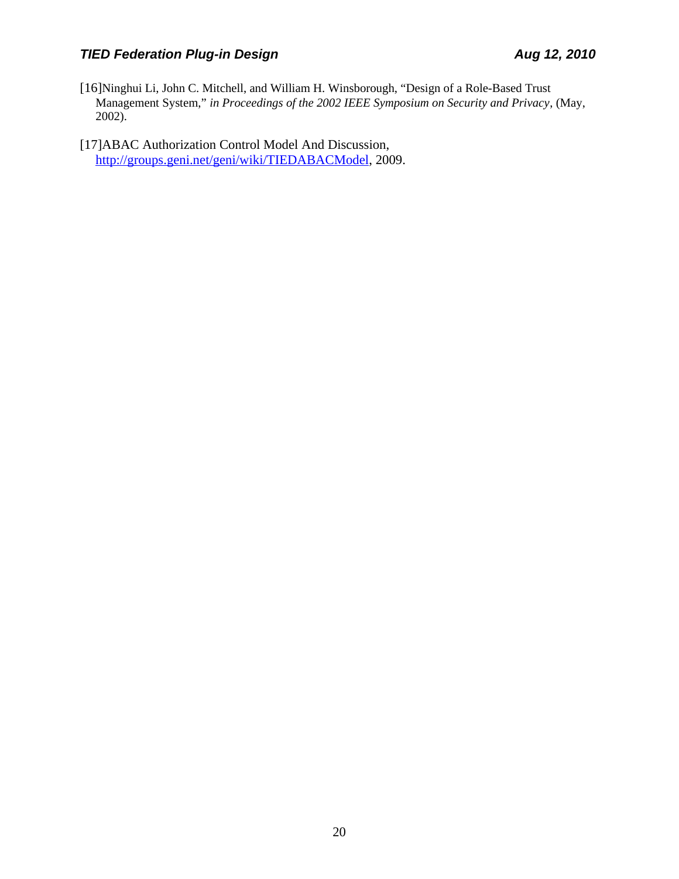[16]Ninghui Li, John C. Mitchell, and William H. Winsborough, "Design of a Role-Based Trust Management System," *in Proceedings of the 2002 IEEE Symposium on Security and Privacy*, (May, 2002).

[17]ABAC Authorization Control Model And Discussion, http://groups.geni.net/geni/wiki/TIEDABACModel, 2009.